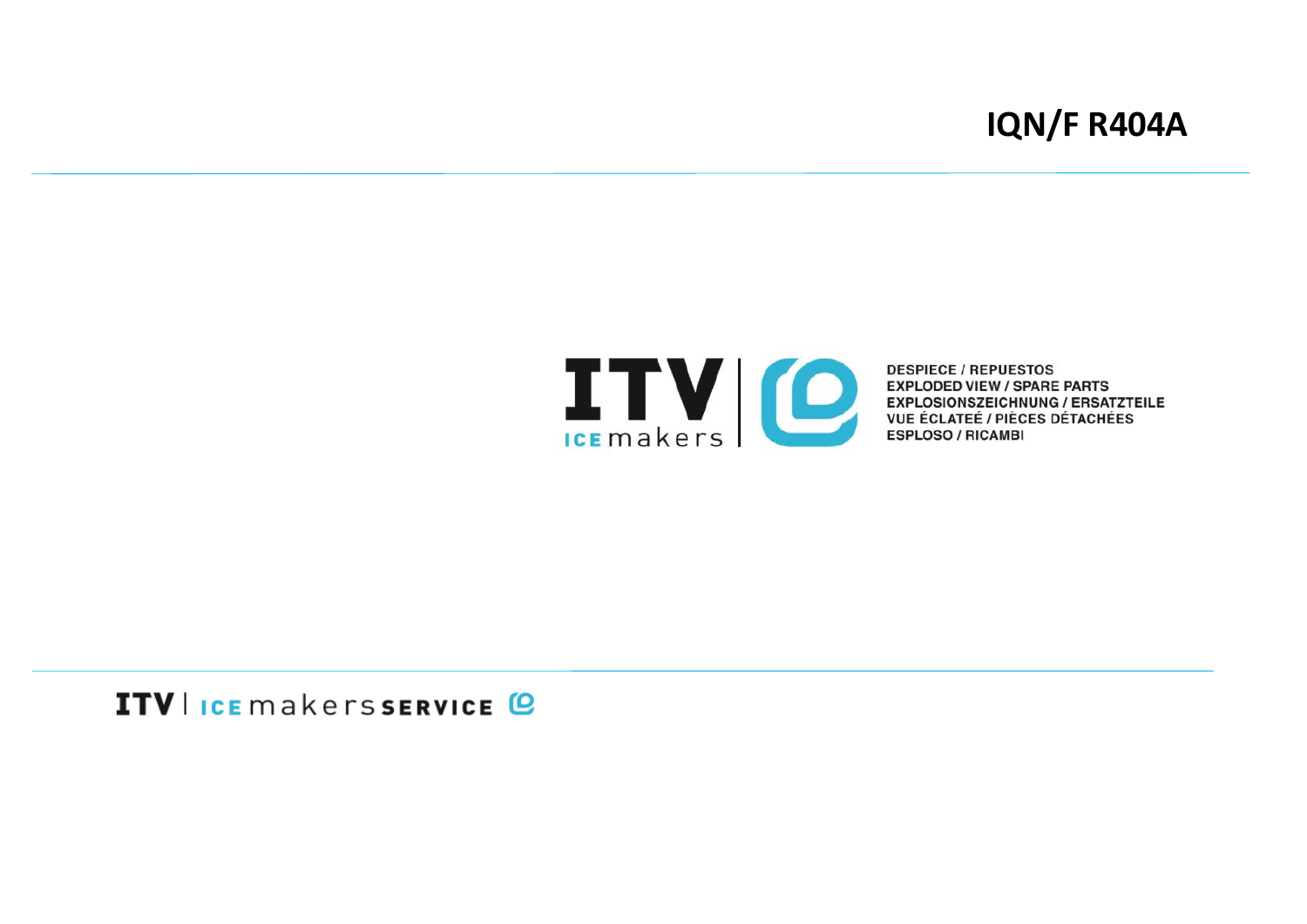# IQN/F R404A

ITV ICE makers

DESPIECE / REPUESTOS
EXPLODED VIEW / SPARE PARTS
EXPLOSIONSZEICHNUNG / ERSATZTEILE
VUE ÉCLATEÉ / PIÈCES DÉTACHÉES
ESPLOSO / RICAMBI

ITV | ICE makers SERVICE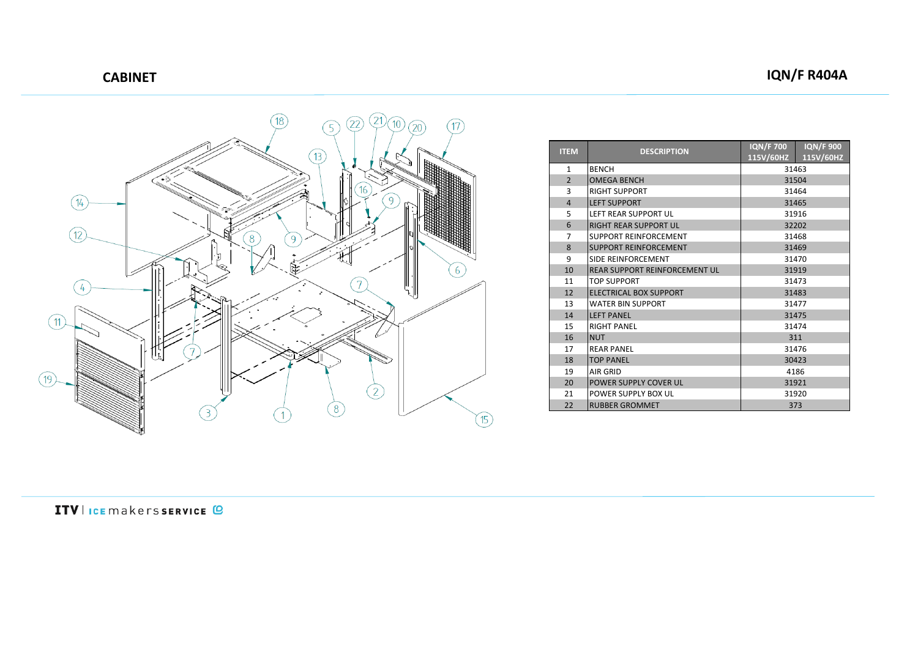# CABINET

## IQN/F R404A

| ITEM | DESCRIPTION | IQN/F 700 115V/60HZ | IQN/F 900 115V/60HZ |
|---|---|---|---|
| 1 | BENCH | 31463 | |
| 2 | OMEGA BENCH | 31504 | |
| 3 | RIGHT SUPPORT | 31464 | |
| 4 | LEFT SUPPORT | 31465 | |
| 5 | LEFT REAR SUPPORT UL | 31916 | |
| 6 | RIGHT REAR SUPPORT UL | 32202 | |
| 7 | SUPPORT REINFORCEMENT | 31468 | |
| 8 | SUPPORT REINFORCEMENT | 31469 | |
| 9 | SIDE REINFORCEMENT | 31470 | |
| 10 | REAR SUPPORT REINFORCEMENT UL | 31919 | |
| 11 | TOP SUPPORT | 31473 | |
| 12 | ELECTRICAL BOX SUPPORT | 31483 | |
| 13 | WATER BIN SUPPORT | 31477 | |
| 14 | LEFT PANEL | 31475 | |
| 15 | RIGHT PANEL | 31474 | |
| 16 | NUT | 311 | |
| 17 | REAR PANEL | 31476 | |
| 18 | TOP PANEL | 30423 | |
| 19 | AIR GRID | 4186 | |
| 20 | POWER SUPPLY COVER UL | 31921 | |
| 21 | POWER SUPPLY BOX UL | 31920 | |
| 22 | RUBBER GROMMET | 373 | |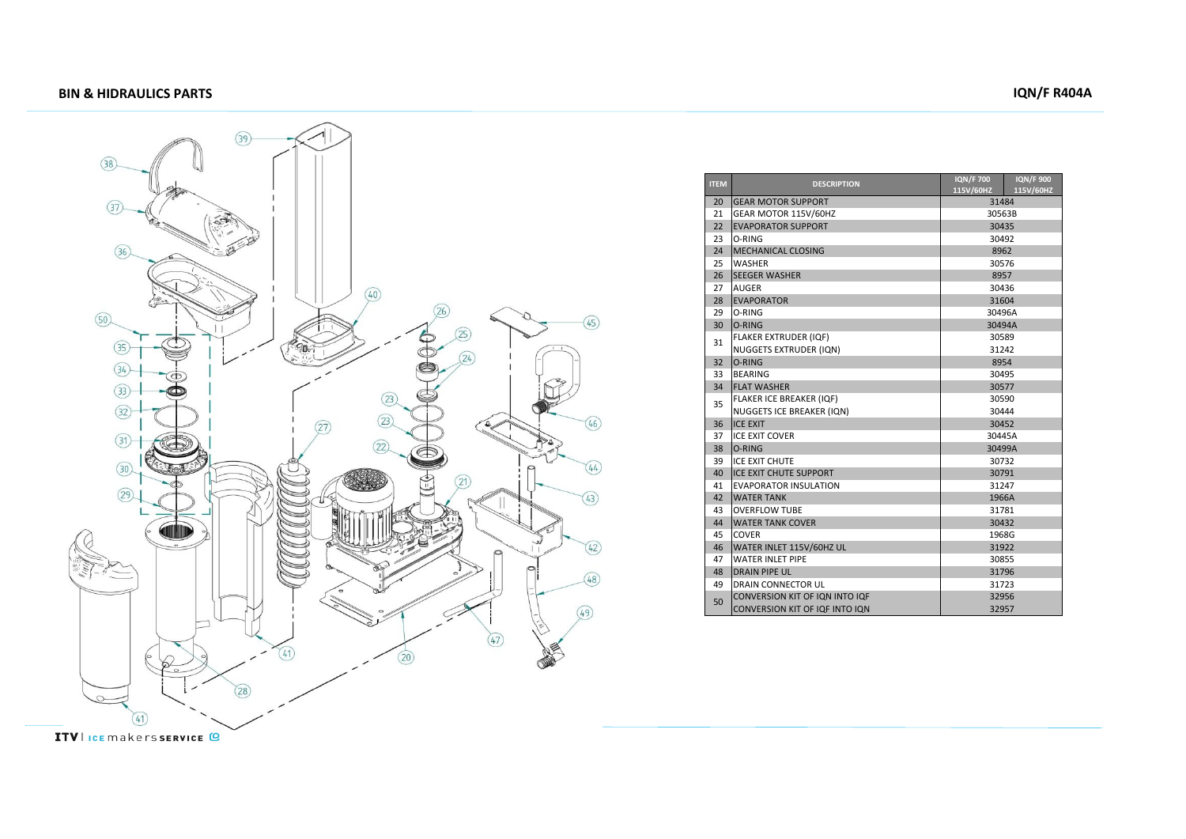## BIN & HIDRAULICS PARTS

## IQN/F R404A

| ITEM | DESCRIPTION | IQN/F 700 115V/60HZ | IQN/F 900 115V/60HZ |
|---|---|---|---|
| 20 | GEAR MOTOR SUPPORT | 31484 | |
| 21 | GEAR MOTOR 115V/60HZ | 30563B | |
| 22 | EVAPORATOR SUPPORT | 30435 | |
| 23 | O-RING | 30492 | |
| 24 | MECHANICAL CLOSING | 8962 | |
| 25 | WASHER | 30576 | |
| 26 | SEEGER WASHER | 8957 | |
| 27 | AUGER | 30436 | |
| 28 | EVAPORATOR | 31604 | |
| 29 | O-RING | 30496A | |
| 30 | O-RING | 30494A | |
| 31 | FLAKER EXTRUDER (IQF) | 30589 | |
| | NUGGETS EXTRUDER (IQN) | 31242 | |
| 32 | O-RING | 8954 | |
| 33 | BEARING | 30495 | |
| 34 | FLAT WASHER | 30577 | |
| 35 | FLAKER ICE BREAKER (IQF) | 30590 | |
| | NUGGETS ICE BREAKER (IQN) | 30444 | |
| 36 | ICE EXIT | 30452 | |
| 37 | ICE EXIT COVER | 30445A | |
| 38 | O-RING | 30499A | |
| 39 | ICE EXIT CHUTE | 30732 | |
| 40 | ICE EXIT CHUTE SUPPORT | 30791 | |
| 41 | EVAPORATOR INSULATION | 31247 | |
| 42 | WATER TANK | 1966A | |
| 43 | OVERFLOW TUBE | 31781 | |
| 44 | WATER TANK COVER | 30432 | |
| 45 | COVER | 1968G | |
| 46 | WATER INLET 115V/60HZ UL | 31922 | |
| 47 | WATER INLET PIPE | 30855 | |
| 48 | DRAIN PIPE UL | 31796 | |
| 49 | DRAIN CONNECTOR UL | 31723 | |
| 50 | CONVERSION KIT OF IQN INTO IQF | 32956 | |
| | CONVERSION KIT OF IQF INTO IQN | 32957 | |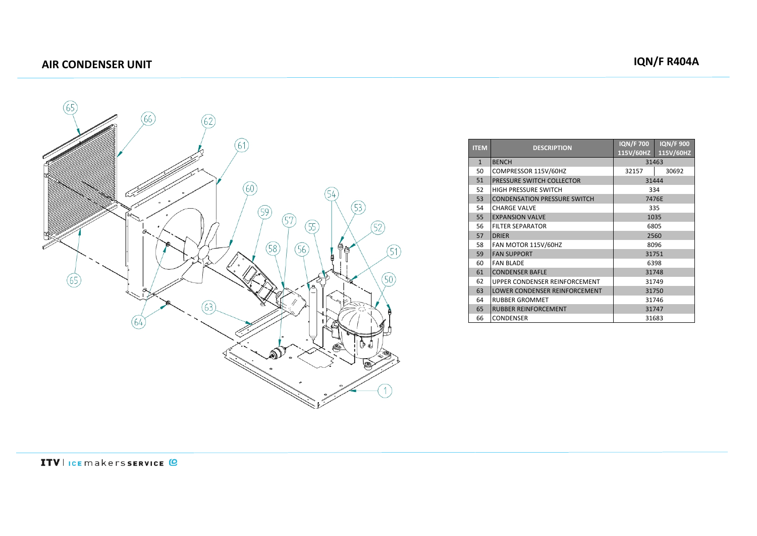## AIR CONDENSER UNIT

## IQN/F R404A

| ITEM | DESCRIPTION | IQN/F 700 115V/60HZ | IQN/F 900 115V/60HZ |
|---|---|---|---|
| 1 | BENCH | 31463 | |
| 50 | COMPRESSOR 115V/60HZ | 32157 | 30692 |
| 51 | PRESSURE SWITCH COLLECTOR | 31444 | |
| 52 | HIGH PRESSURE SWITCH | 334 | |
| 53 | CONDENSATION PRESSURE SWITCH | 7476E | |
| 54 | CHARGE VALVE | 335 | |
| 55 | EXPANSION VALVE | 1035 | |
| 56 | FILTER SEPARATOR | 6805 | |
| 57 | DRIER | 2560 | |
| 58 | FAN MOTOR 115V/60HZ | 8096 | |
| 59 | FAN SUPPORT | 31751 | |
| 60 | FAN BLADE | 6398 | |
| 61 | CONDENSER BAFLE | 31748 | |
| 62 | UPPER CONDENSER REINFORCEMENT | 31749 | |
| 63 | LOWER CONDENSER REINFORCEMENT | 31750 | |
| 64 | RUBBER GROMMET | 31746 | |
| 65 | RUBBER REINFORCEMENT | 31747 | |
| 66 | CONDENSER | 31683 | |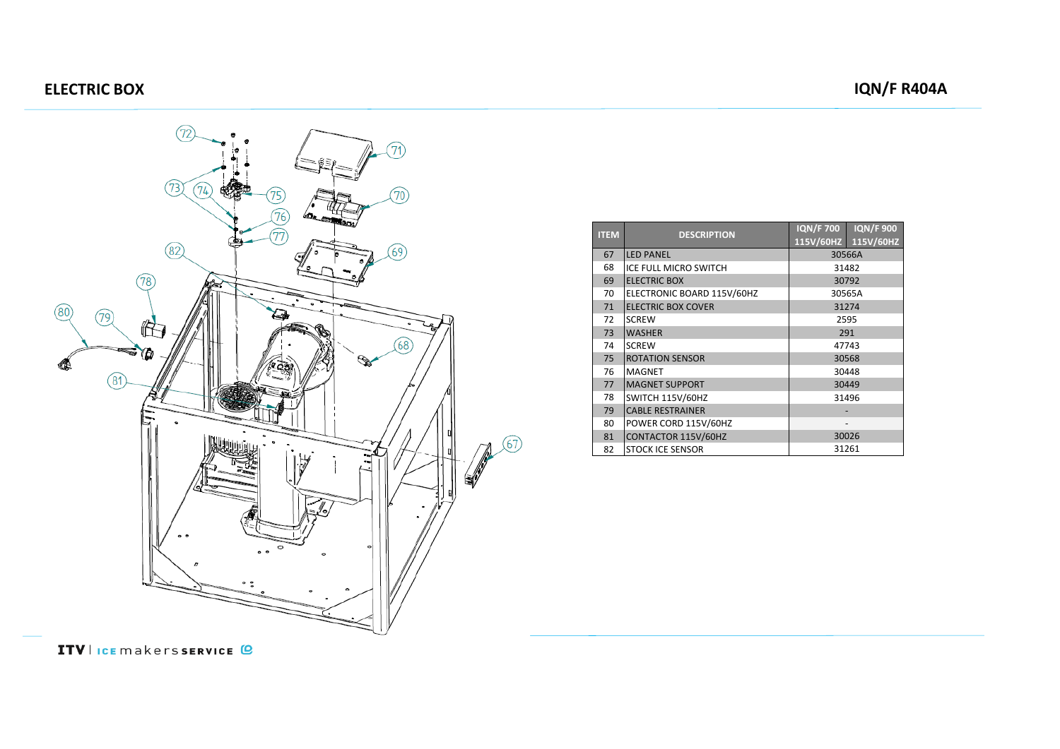## ELECTRIC BOX

## IQN/F R404A

| ITEM | DESCRIPTION | IQN/F 700 115V/60HZ | IQN/F 900 115V/60HZ |
|---|---|---|---|
| 67 | LED PANEL | 30566A | |
| 68 | ICE FULL MICRO SWITCH | 31482 | |
| 69 | ELECTRIC BOX | 30792 | |
| 70 | ELECTRONIC BOARD 115V/60HZ | 30565A | |
| 71 | ELECTRIC BOX COVER | 31274 | |
| 72 | SCREW | 2595 | |
| 73 | WASHER | 291 | |
| 74 | SCREW | 47743 | |
| 75 | ROTATION SENSOR | 30568 | |
| 76 | MAGNET | 30448 | |
| 77 | MAGNET SUPPORT | 30449 | |
| 78 | SWITCH 115V/60HZ | 31496 | |
| 79 | CABLE RESTRAINER | - | |
| 80 | POWER CORD 115V/60HZ | - | |
| 81 | CONTACTOR 115V/60HZ | 30026 | |
| 82 | STOCK ICE SENSOR | 31261 | |